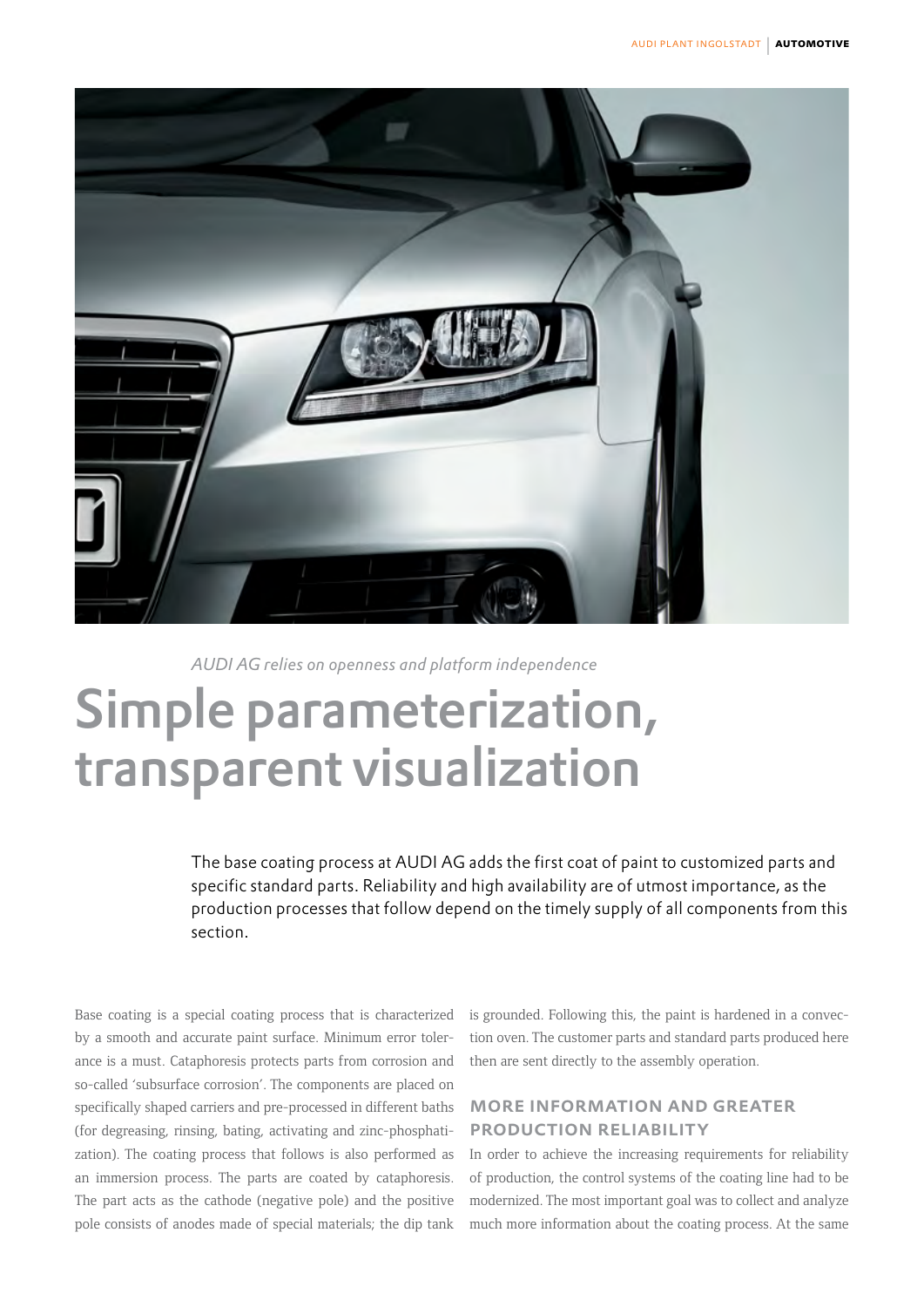*AUDI AG relies on openness and platform independence*

# Simple parameterization, transparent visualization

The base coating process at AUDI AG adds the first coat of paint to customized parts and specific standard parts. Reliability and high availability are of utmost importance, as the production processes that follow depend on the timely supply of all components from this section.

Base coating is a special coating process that is characterized by a smooth and accurate paint surface. Minimum error tolerance is a must. Cataphoresis protects parts from corrosion and so-called 'subsurface corrosion'. The components are placed on specifically shaped carriers and pre-processed in different baths (for degreasing, rinsing, bating, activating and zinc-phosphatization). The coating process that follows is also performed as an immersion process. The parts are coated by cataphoresis. The part acts as the cathode (negative pole) and the positive pole consists of anodes made of special materials; the dip tank is grounded. Following this, the paint is hardened in a convection oven. The customer parts and standard parts produced here then are sent directly to the assembly operation.

## More information and greater production reliability

In order to achieve the increasing requirements for reliability of production, the control systems of the coating line had to be modernized. The most important goal was to collect and analyze much more information about the coating process. At the same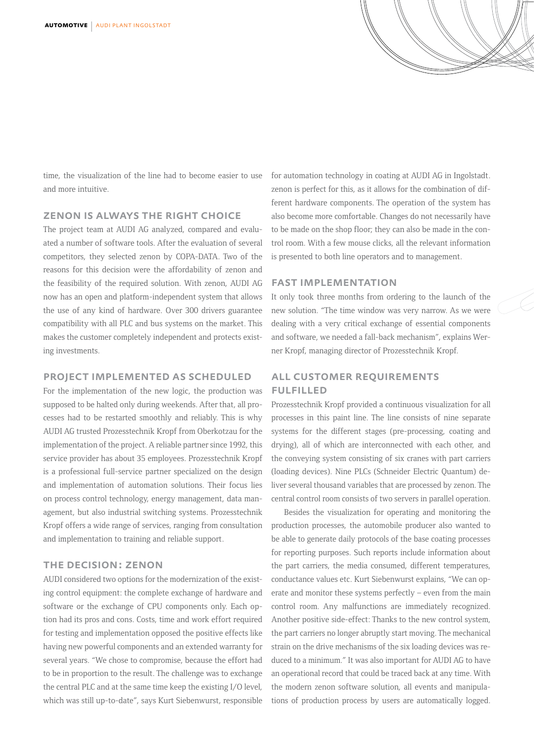time, the visualization of the line had to become easier to use and more intuitive.

## ZENON IS ALWAYS THE RIGHT CHOICE

The project team at AUDI AG analyzed, compared and evaluated a number of software tools. After the evaluation of several competitors, they selected zenon by COPA-DATA. Two of the reasons for this decision were the affordability of zenon and the feasibility of the required solution. With zenon, AUDI AG now has an open and platform-independent system that allows the use of any kind of hardware. Over 300 drivers guarantee compatibility with all PLC and bus systems on the market. This makes the customer completely independent and protects existing investments.

## PROJECT IMPLEMENTED AS SCHEDULED

For the implementation of the new logic, the production was supposed to be halted only during weekends. After that, all processes had to be restarted smoothly and reliably. This is why AUDI AG trusted Prozesstechnik Kropf from Oberkotzau for the implementation of the project. A reliable partner since 1992, this service provider has about 35 employees. Prozesstechnik Kropf is a professional full-service partner specialized on the design and implementation of automation solutions. Their focus lies on process control technology, energy management, data management, but also industrial switching systems. Prozesstechnik Kropf offers a wide range of services, ranging from consultation and implementation to training and reliable support.

## THE DECISION: ZENON

AUDI considered two options for the modernization of the existing control equipment: the complete exchange of hardware and software or the exchange of CPU components only. Each option had its pros and cons. Costs, time and work effort required for testing and implementation opposed the positive effects like having new powerful components and an extended warranty for several years. "We chose to compromise, because the effort had to be in proportion to the result. The challenge was to exchange the central PLC and at the same time keep the existing I/O level, which was still up-to-date", says Kurt Siebenwurst, responsible for automation technology in coating at AUDI AG in Ingolstadt. zenon is perfect for this, as it allows for the combination of different hardware components. The operation of the system has also become more comfortable. Changes do not necessarily have to be made on the shop floor; they can also be made in the control room. With a few mouse clicks, all the relevant information is presented to both line operators and to management.

## FAST IMPLEMENTATION

It only took three months from ordering to the launch of the new solution. "The time window was very narrow. As we were dealing with a very critical exchange of essential components and software, we needed a fall-back mechanism", explains Werner Kropf, managing director of Prozesstechnik Kropf.

## ALL CUSTOMER REQUIREMENTS FULFILLED

Prozesstechnik Kropf provided a continuous visualization for all processes in this paint line. The line consists of nine separate systems for the different stages (pre-processing, coating and drying), all of which are interconnected with each other, and the conveying system consisting of six cranes with part carriers (loading devices). Nine PLCs (Schneider Electric Quantum) deliver several thousand variables that are processed by zenon. The central control room consists of two servers in parallel operation.

Besides the visualization for operating and monitoring the production processes, the automobile producer also wanted to be able to generate daily protocols of the base coating processes for reporting purposes. Such reports include information about the part carriers, the media consumed, different temperatures, conductance values etc. Kurt Siebenwurst explains, "We can operate and monitor these systems perfectly – even from the main control room. Any malfunctions are immediately recognized. Another positive side-effect: Thanks to the new control system, the part carriers no longer abruptly start moving. The mechanical strain on the drive mechanisms of the six loading devices was reduced to a minimum." It was also important for AUDI AG to have an operational record that could be traced back at any time. With the modern zenon software solution, all events and manipulations of production process by users are automatically logged.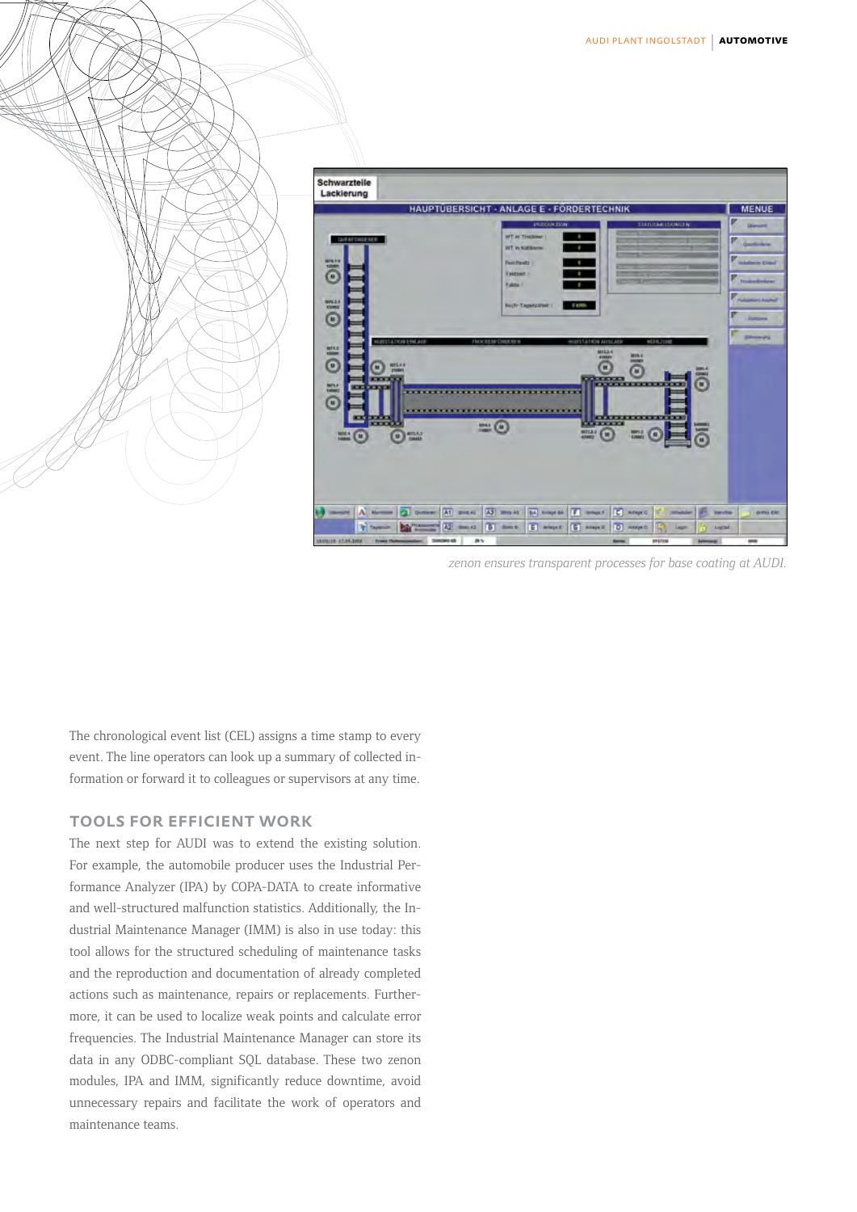*zenon ensures transparent processes for base coating at AUDI.*

The chronological event list (CEL) assigns a time stamp to every event. The line operators can look up a summary of collected information or forward it to colleagues or supervisors at any time.

## TOOLS FOR EFFICIENT WORK

The next step for AUDI was to extend the existing solution. For example, the automobile producer uses the Industrial Performance Analyzer (IPA) by COPA-DATA to create informative and well-structured malfunction statistics. Additionally, the Industrial Maintenance Manager (IMM) is also in use today: this tool allows for the structured scheduling of maintenance tasks and the reproduction and documentation of already completed actions such as maintenance, repairs or replacements. Furthermore, it can be used to localize weak points and calculate error frequencies. The Industrial Maintenance Manager can store its data in any ODBC-compliant SQL database. These two zenon modules, IPA and IMM, significantly reduce downtime, avoid unnecessary repairs and facilitate the work of operators and maintenance teams.